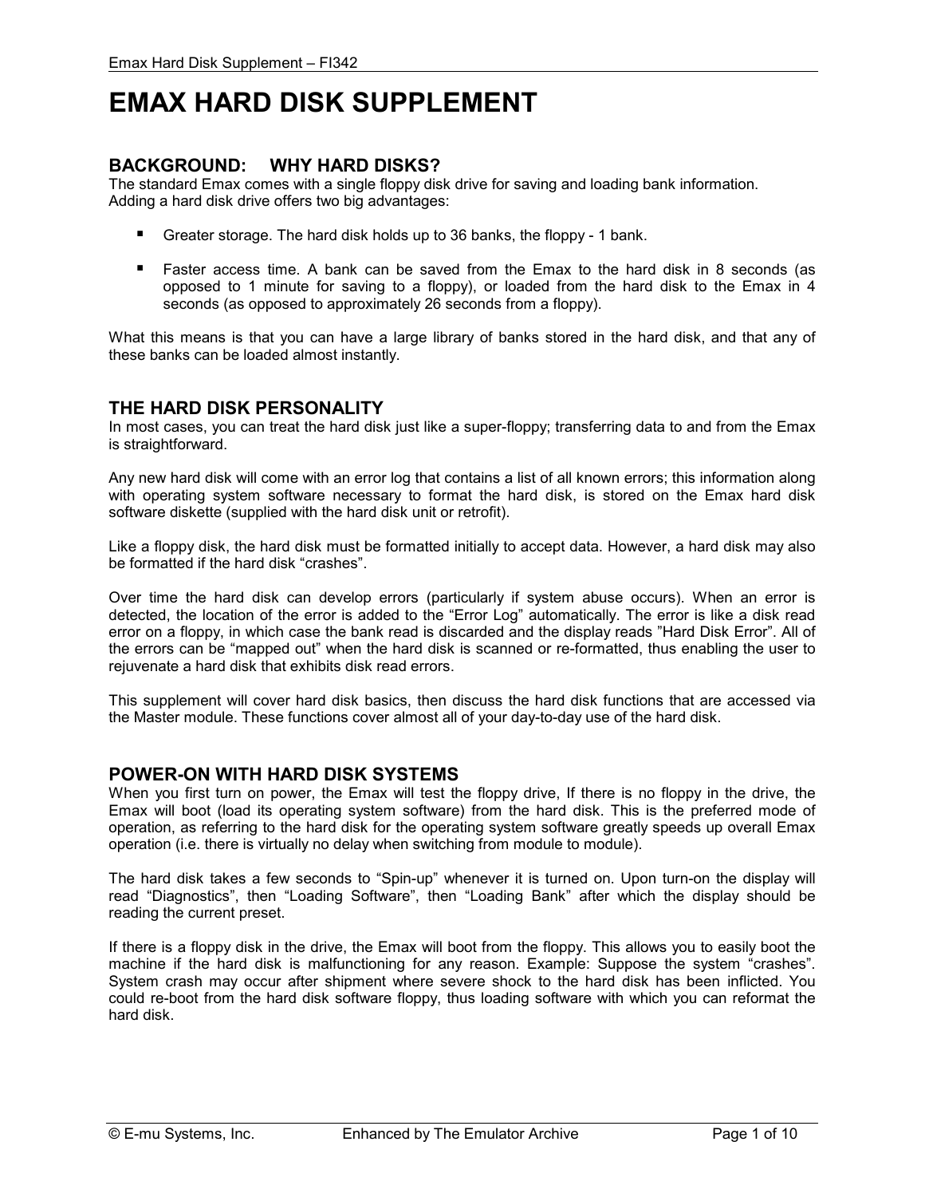# EMAX HARD DISK SUPPLEMENT

## BACKGROUND: WHY HARD DISKS?

The standard Emax comes with a single floppy disk drive for saving and loading bank information. Adding a hard disk drive offers two big advantages:

- Greater storage. The hard disk holds up to 36 banks, the floppy - 1 bank.
- Faster access time. A bank can be saved from the Emax to the hard disk in 8 seconds (as opposed to 1 minute for saving to a floppy), or loaded from the hard disk to the Emax in 4 seconds (as opposed to approximately 26 seconds from a floppy).

What this means is that you can have a large library of banks stored in the hard disk, and that any of these banks can be loaded almost instantly.

## THE HARD DISK PERSONALITY

In most cases, you can treat the hard disk just like a super-floppy; transferring data to and from the Emax is straightforward.

Any new hard disk will come with an error log that contains a list of all known errors; this information along with operating system software necessary to format the hard disk, is stored on the Emax hard disk software diskette (supplied with the hard disk unit or retrofit).

Like a floppy disk, the hard disk must be formatted initially to accept data. However, a hard disk may also be formatted if the hard disk "crashes".

Over time the hard disk can develop errors (particularly if system abuse occurs). When an error is detected, the location of the error is added to the "Error Log" automatically. The error is like a disk read error on a floppy, in which case the bank read is discarded and the display reads "Hard Disk Error". All of the errors can be "mapped out" when the hard disk is scanned or re-formatted, thus enabling the user to rejuvenate a hard disk that exhibits disk read errors.

This supplement will cover hard disk basics, then discuss the hard disk functions that are accessed via the Master module. These functions cover almost all of your day-to-day use of the hard disk.

## POWER-ON WITH HARD DISK SYSTEMS

When you first turn on power, the Emax will test the floppy drive, If there is no floppy in the drive, the Emax will boot (load its operating system software) from the hard disk. This is the preferred mode of operation, as referring to the hard disk for the operating system software greatly speeds up overall Emax operation (i.e. there is virtually no delay when switching from module to module).

The hard disk takes a few seconds to "Spin-up" whenever it is turned on. Upon turn-on the display will read "Diagnostics", then "Loading Software", then "Loading Bank" after which the display should be reading the current preset.

If there is a floppy disk in the drive, the Emax will boot from the floppy. This allows you to easily boot the machine if the hard disk is malfunctioning for any reason. Example: Suppose the system "crashes". System crash may occur after shipment where severe shock to the hard disk has been inflicted. You could re-boot from the hard disk software floppy, thus loading software with which you can reformat the hard disk.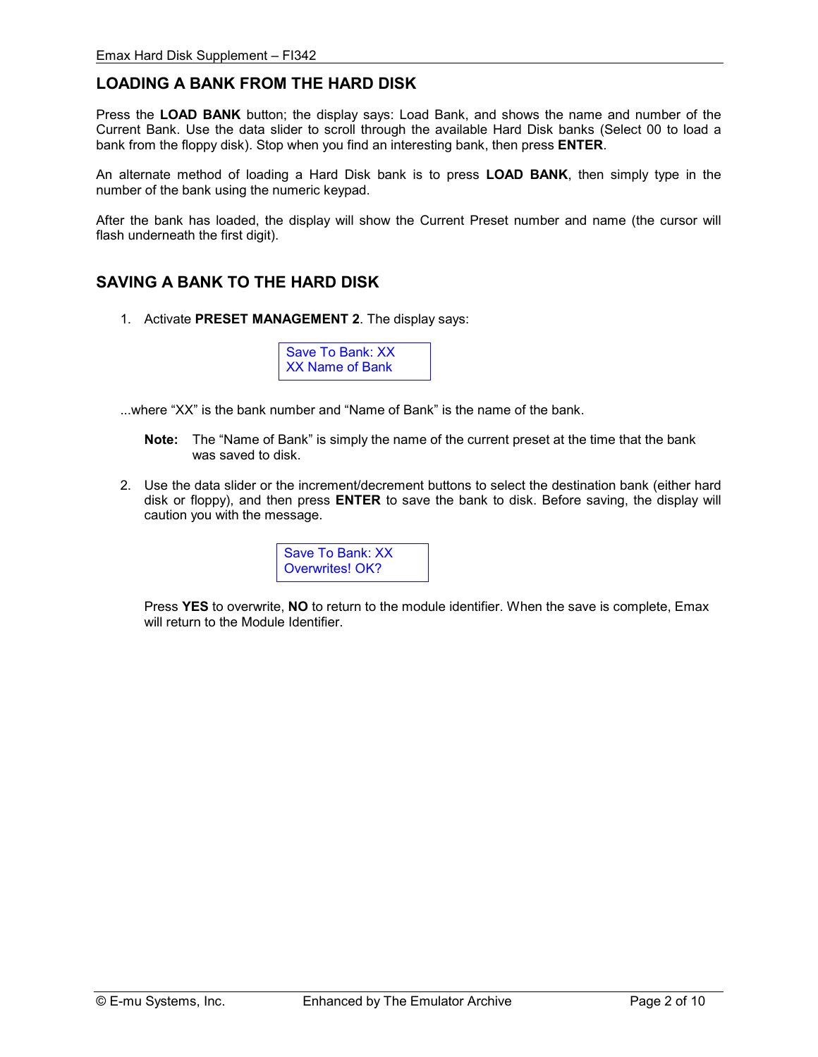## LOADING A BANK FROM THE HARD DISK

Press the **LOAD BANK** button; the display says: Load Bank, and shows the name and number of the Current Bank. Use the data slider to scroll through the available Hard Disk banks (Select 00 to load a bank from the floppy disk). Stop when you find an interesting bank, then press **ENTER**.

An alternate method of loading a Hard Disk bank is to press **LOAD BANK**, then simply type in the number of the bank using the numeric keypad.

After the bank has loaded, the display will show the Current Preset number and name (the cursor will flash underneath the first digit).

## SAVING A BANK TO THE HARD DISK

1. Activate **PRESET MANAGEMENT 2**. The display says:

```
Save To Bank: XX
XX Name of Bank
```

...where "XX" is the bank number and "Name of Bank" is the name of the bank.

**Note:** The "Name of Bank" is simply the name of the current preset at the time that the bank was saved to disk.

2. Use the data slider or the increment/decrement buttons to select the destination bank (either hard disk or floppy), and then press **ENTER** to save the bank to disk. Before saving, the display will caution you with the message.

```
Save To Bank: XX
Overwrites! OK?
```

Press **YES** to overwrite, **NO** to return to the module identifier. When the save is complete, Emax will return to the Module Identifier.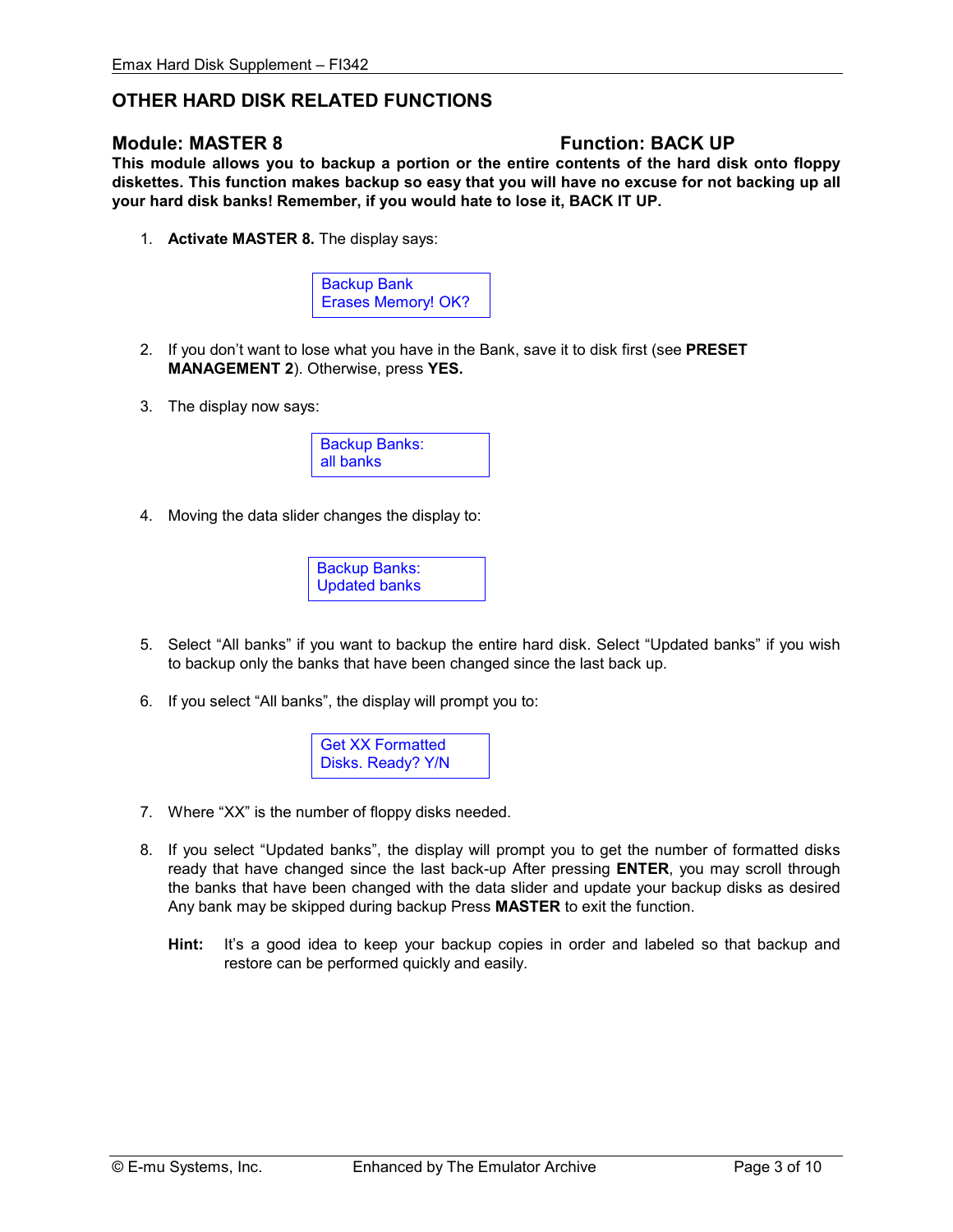## OTHER HARD DISK RELATED FUNCTIONS

### Module: MASTER 8 — Function: BACK UP

**This module allows you to backup a portion or the entire contents of the hard disk onto floppy diskettes. This function makes backup so easy that you will have no excuse for not backing up all your hard disk banks! Remember, if you would hate to lose it, BACK IT UP.**

1. **Activate MASTER 8.** The display says:

   ```
   Backup Bank
   Erases Memory! OK?
   ```

2. If you don't want to lose what you have in the Bank, save it to disk first (see **PRESET MANAGEMENT 2**). Otherwise, press **YES.**

3. The display now says:

   ```
   Backup Banks:
   all banks
   ```

4. Moving the data slider changes the display to:

   ```
   Backup Banks:
   Updated banks
   ```

5. Select "All banks" if you want to backup the entire hard disk. Select "Updated banks" if you wish to backup only the banks that have been changed since the last back up.

6. If you select "All banks", the display will prompt you to:

   ```
   Get XX Formatted
   Disks. Ready? Y/N
   ```

7. Where "XX" is the number of floppy disks needed.

8. If you select "Updated banks", the display will prompt you to get the number of formatted disks ready that have changed since the last back-up After pressing **ENTER**, you may scroll through the banks that have been changed with the data slider and update your backup disks as desired Any bank may be skipped during backup Press **MASTER** to exit the function.

   **Hint:** It's a good idea to keep your backup copies in order and labeled so that backup and restore can be performed quickly and easily.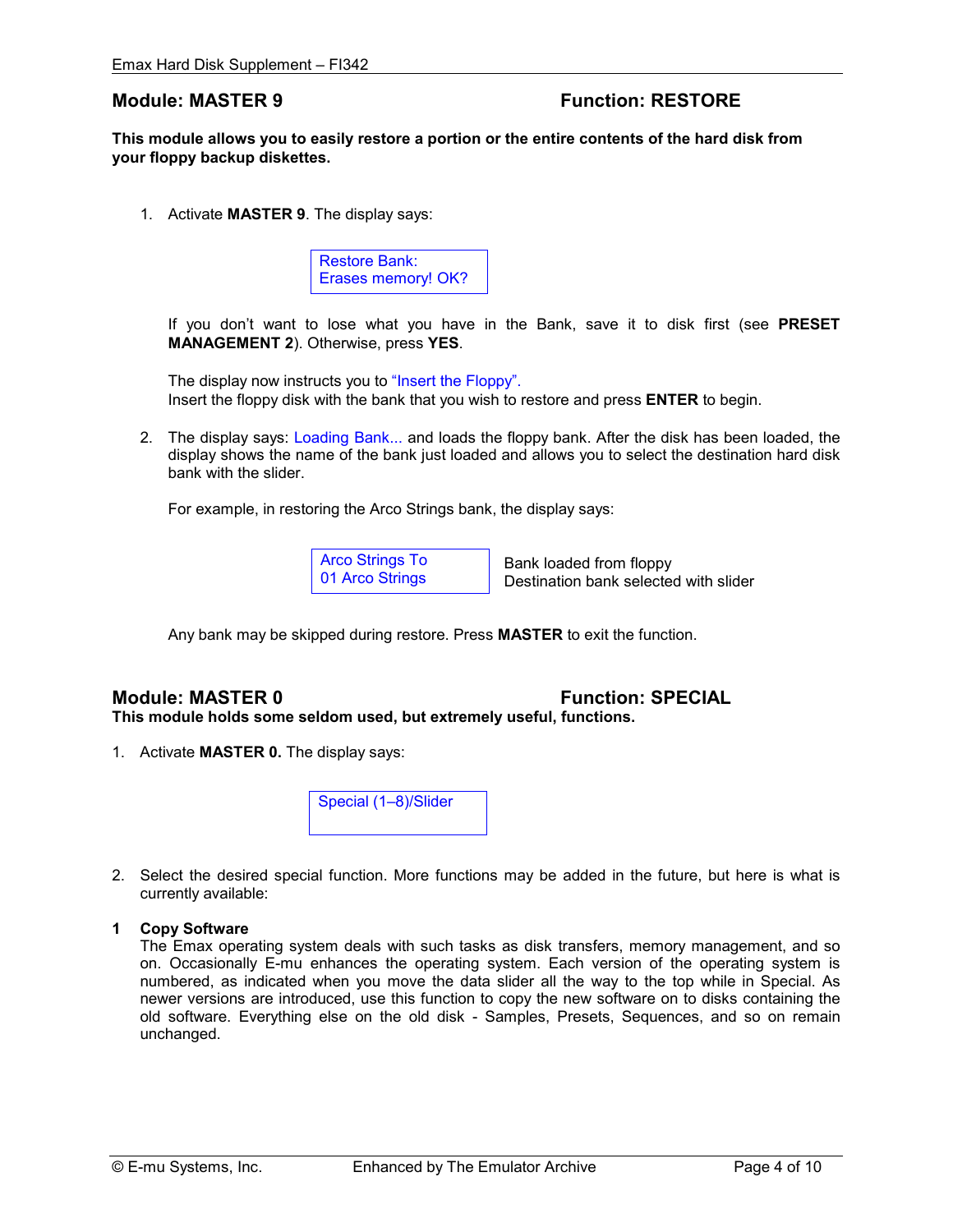## Module: MASTER 9 — Function: RESTORE

**This module allows you to easily restore a portion or the entire contents of the hard disk from your floppy backup diskettes.**

1. Activate **MASTER 9**. The display says:

   ```
   Restore Bank:
   Erases memory! OK?
   ```

   If you don't want to lose what you have in the Bank, save it to disk first (see **PRESET MANAGEMENT 2**). Otherwise, press **YES**.

   The display now instructs you to "Insert the Floppy".
   Insert the floppy disk with the bank that you wish to restore and press **ENTER** to begin.

2. The display says: Loading Bank... and loads the floppy bank. After the disk has been loaded, the display shows the name of the bank just loaded and allows you to select the destination hard disk bank with the slider.

   For example, in restoring the Arco Strings bank, the display says:

   ```
   Arco Strings To        Bank loaded from floppy
   01 Arco Strings        Destination bank selected with slider
   ```

   Any bank may be skipped during restore. Press **MASTER** to exit the function.

## Module: MASTER 0 — Function: SPECIAL

**This module holds some seldom used, but extremely useful, functions.**

1. Activate **MASTER 0.** The display says:

   ```
   Special (1–8)/Slider
   ```

2. Select the desired special function. More functions may be added in the future, but here is what is currently available:

**1 Copy Software**

The Emax operating system deals with such tasks as disk transfers, memory management, and so on. Occasionally E-mu enhances the operating system. Each version of the operating system is numbered, as indicated when you move the data slider all the way to the top while in Special. As newer versions are introduced, use this function to copy the new software on to disks containing the old software. Everything else on the old disk - Samples, Presets, Sequences, and so on remain unchanged.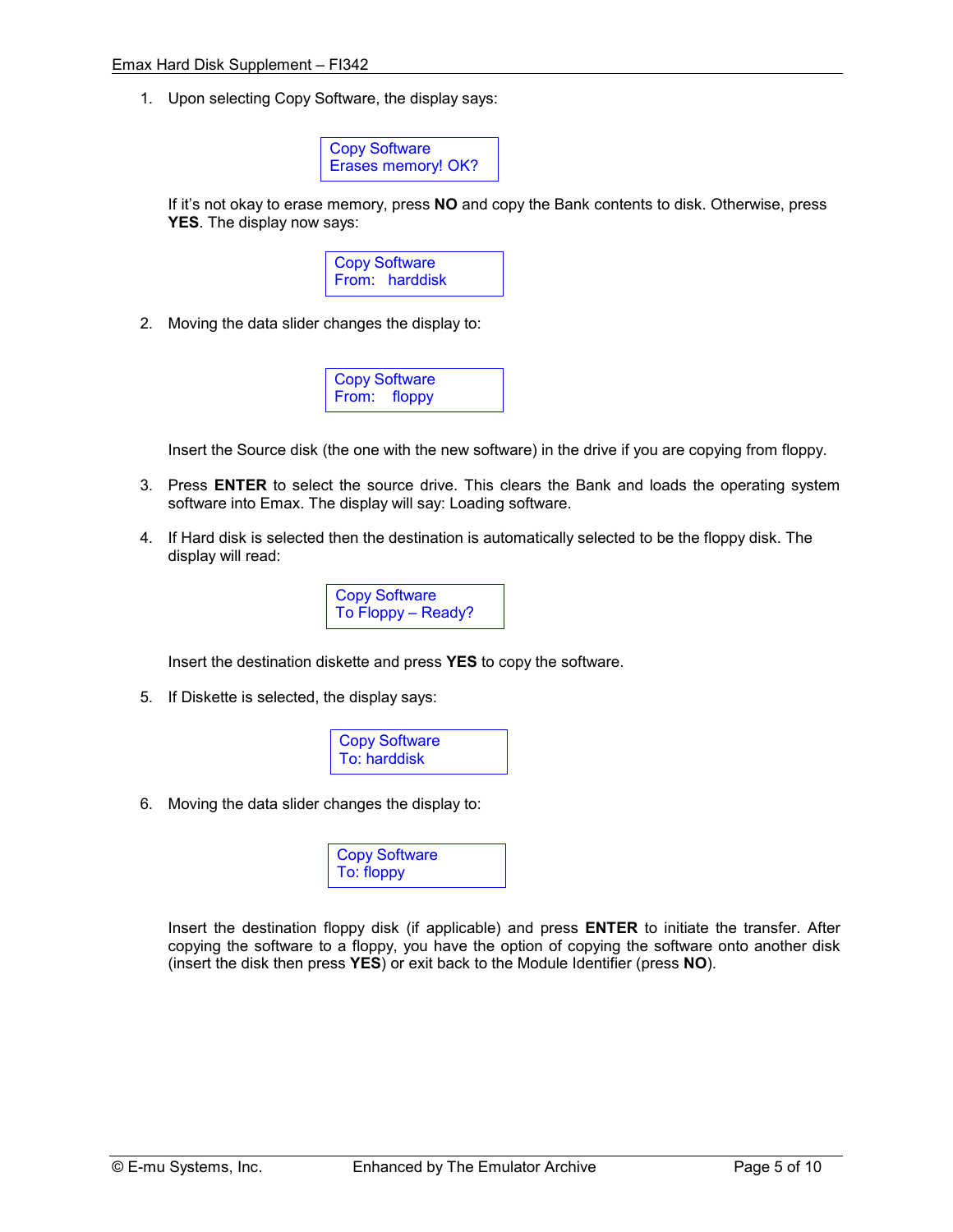1. Upon selecting Copy Software, the display says:

```
Copy Software
Erases memory! OK?
```

   If it's not okay to erase memory, press **NO** and copy the Bank contents to disk. Otherwise, press **YES**. The display now says:

```
Copy Software
From:   harddisk
```

2. Moving the data slider changes the display to:

```
Copy Software
From:    floppy
```

   Insert the Source disk (the one with the new software) in the drive if you are copying from floppy.

3. Press **ENTER** to select the source drive. This clears the Bank and loads the operating system software into Emax. The display will say: Loading software.

4. If Hard disk is selected then the destination is automatically selected to be the floppy disk. The display will read:

```
Copy Software
To Floppy – Ready?
```

   Insert the destination diskette and press **YES** to copy the software.

5. If Diskette is selected, the display says:

```
Copy Software
To: harddisk
```

6. Moving the data slider changes the display to:

```
Copy Software
To: floppy
```

   Insert the destination floppy disk (if applicable) and press **ENTER** to initiate the transfer. After copying the software to a floppy, you have the option of copying the software onto another disk (insert the disk then press **YES**) or exit back to the Module Identifier (press **NO**).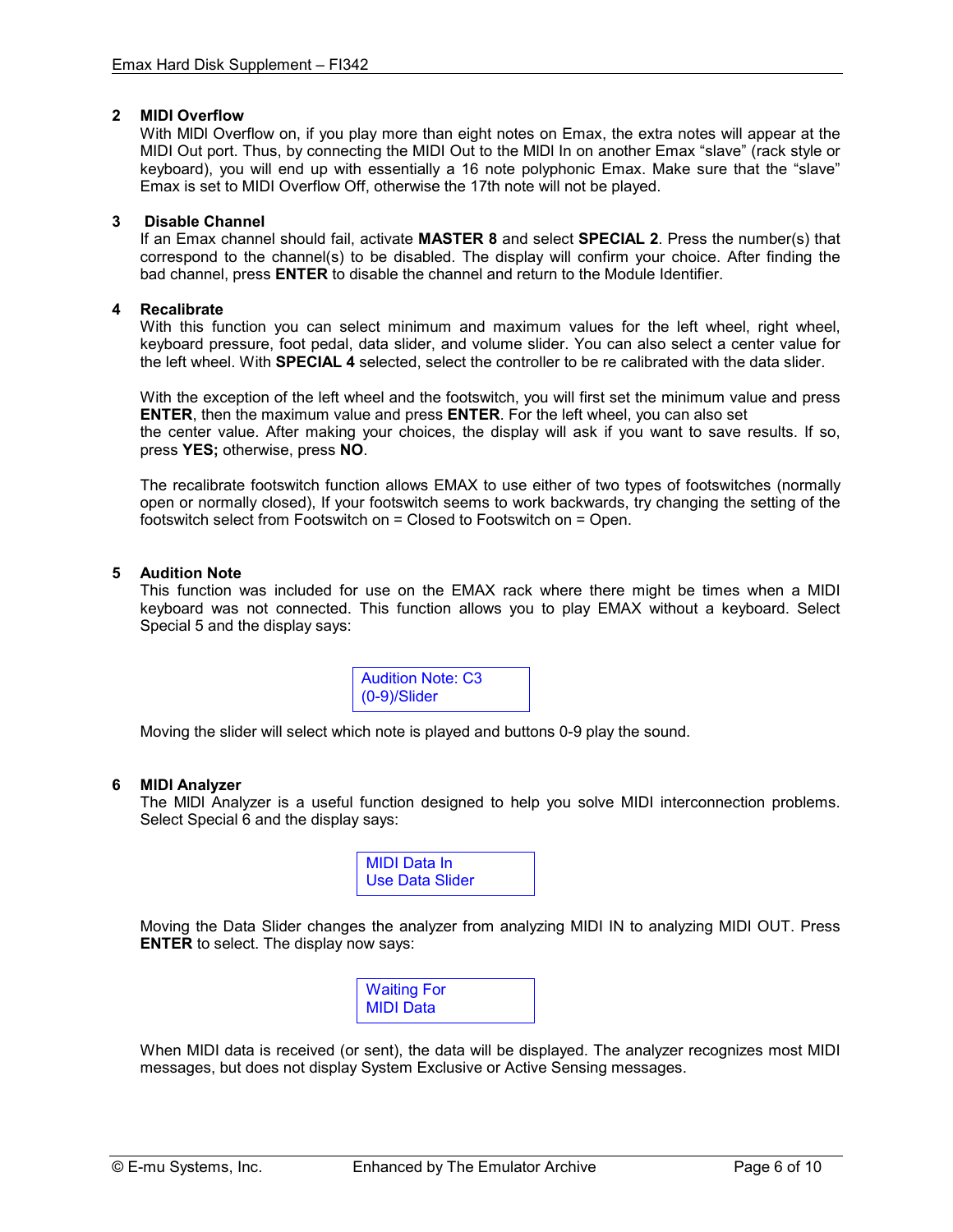## 2 MIDI Overflow

With MIDI Overflow on, if you play more than eight notes on Emax, the extra notes will appear at the MIDI Out port. Thus, by connecting the MIDI Out to the MIDI In on another Emax "slave" (rack style or keyboard), you will end up with essentially a 16 note polyphonic Emax. Make sure that the "slave" Emax is set to MIDI Overflow Off, otherwise the 17th note will not be played.

## 3 Disable Channel

If an Emax channel should fail, activate **MASTER 8** and select **SPECIAL 2**. Press the number(s) that correspond to the channel(s) to be disabled. The display will confirm your choice. After finding the bad channel, press **ENTER** to disable the channel and return to the Module Identifier.

## 4 Recalibrate

With this function you can select minimum and maximum values for the left wheel, right wheel, keyboard pressure, foot pedal, data slider, and volume slider. You can also select a center value for the left wheel. With **SPECIAL 4** selected, select the controller to be re calibrated with the data slider.

With the exception of the left wheel and the footswitch, you will first set the minimum value and press **ENTER**, then the maximum value and press **ENTER**. For the left wheel, you can also set the center value. After making your choices, the display will ask if you want to save results. If so, press **YES;** otherwise, press **NO**.

The recalibrate footswitch function allows EMAX to use either of two types of footswitches (normally open or normally closed), If your footswitch seems to work backwards, try changing the setting of the footswitch select from Footswitch on = Closed to Footswitch on = Open.

## 5 Audition Note

This function was included for use on the EMAX rack where there might be times when a MIDI keyboard was not connected. This function allows you to play EMAX without a keyboard. Select Special 5 and the display says:

```
Audition Note: C3
(0-9)/Slider
```

Moving the slider will select which note is played and buttons 0-9 play the sound.

## 6 MIDI Analyzer

The MIDI Analyzer is a useful function designed to help you solve MIDI interconnection problems. Select Special 6 and the display says:

```
MIDI Data In
Use Data Slider
```

Moving the Data Slider changes the analyzer from analyzing MIDI IN to analyzing MIDI OUT. Press **ENTER** to select. The display now says:

```
Waiting For
MIDI Data
```

When MIDI data is received (or sent), the data will be displayed. The analyzer recognizes most MIDI messages, but does not display System Exclusive or Active Sensing messages.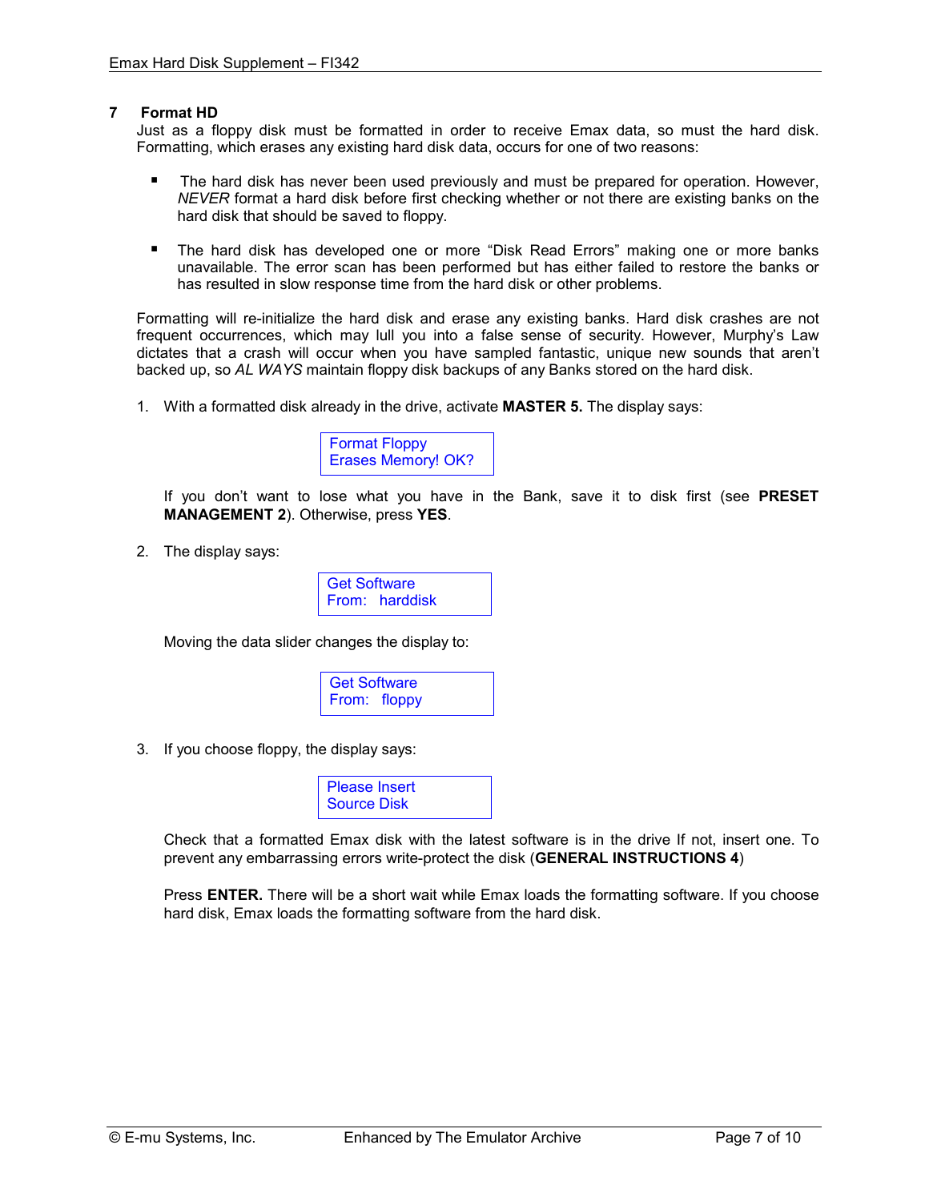## 7 Format HD

Just as a floppy disk must be formatted in order to receive Emax data, so must the hard disk. Formatting, which erases any existing hard disk data, occurs for one of two reasons:

- The hard disk has never been used previously and must be prepared for operation. However, *NEVER* format a hard disk before first checking whether or not there are existing banks on the hard disk that should be saved to floppy.
- The hard disk has developed one or more "Disk Read Errors" making one or more banks unavailable. The error scan has been performed but has either failed to restore the banks or has resulted in slow response time from the hard disk or other problems.

Formatting will re-initialize the hard disk and erase any existing banks. Hard disk crashes are not frequent occurrences, which may lull you into a false sense of security. However, Murphy's Law dictates that a crash will occur when you have sampled fantastic, unique new sounds that aren't backed up, so *AL WAYS* maintain floppy disk backups of any Banks stored on the hard disk.

1. With a formatted disk already in the drive, activate **MASTER 5.** The display says:

   ```
   Format Floppy
   Erases Memory! OK?
   ```

   If you don't want to lose what you have in the Bank, save it to disk first (see **PRESET MANAGEMENT 2**). Otherwise, press **YES**.

2. The display says:

   ```
   Get Software
   From:  harddisk
   ```

   Moving the data slider changes the display to:

   ```
   Get Software
   From:  floppy
   ```

3. If you choose floppy, the display says:

   ```
   Please Insert
   Source Disk
   ```

   Check that a formatted Emax disk with the latest software is in the drive If not, insert one. To prevent any embarrassing errors write-protect the disk (**GENERAL INSTRUCTIONS 4**)

   Press **ENTER.** There will be a short wait while Emax loads the formatting software. If you choose hard disk, Emax loads the formatting software from the hard disk.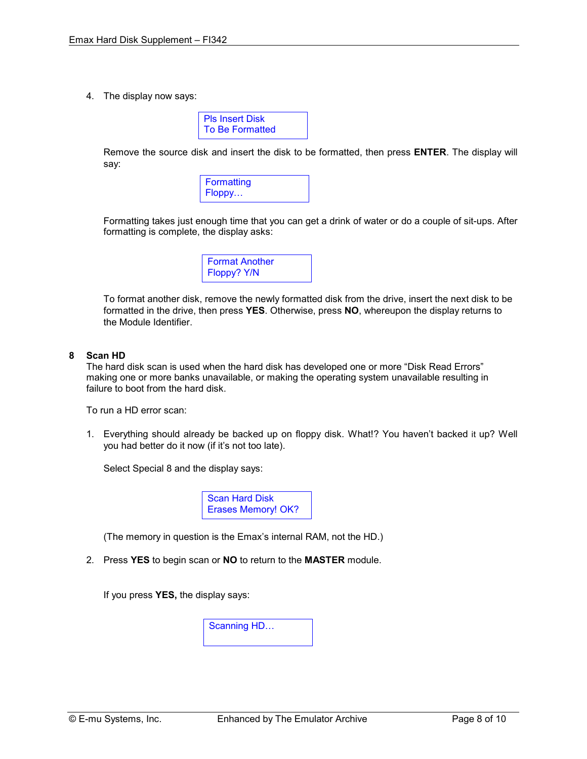4. The display now says:

```
Pls Insert Disk
To Be Formatted
```

Remove the source disk and insert the disk to be formatted, then press **ENTER**. The display will say:

```
Formatting
Floppy…
```

Formatting takes just enough time that you can get a drink of water or do a couple of sit-ups. After formatting is complete, the display asks:

```
Format Another
Floppy? Y/N
```

To format another disk, remove the newly formatted disk from the drive, insert the next disk to be formatted in the drive, then press **YES**. Otherwise, press **NO**, whereupon the display returns to the Module Identifier.

## 8 Scan HD

The hard disk scan is used when the hard disk has developed one or more "Disk Read Errors" making one or more banks unavailable, or making the operating system unavailable resulting in failure to boot from the hard disk.

To run a HD error scan:

1. Everything should already be backed up on floppy disk. What!? You haven't backed it up? Well you had better do it now (if it's not too late).

   Select Special 8 and the display says:

   ```
   Scan Hard Disk
   Erases Memory! OK?
   ```

   (The memory in question is the Emax's internal RAM, not the HD.)

2. Press **YES** to begin scan or **NO** to return to the **MASTER** module.

   If you press **YES,** the display says:

   ```
   Scanning HD…
   ```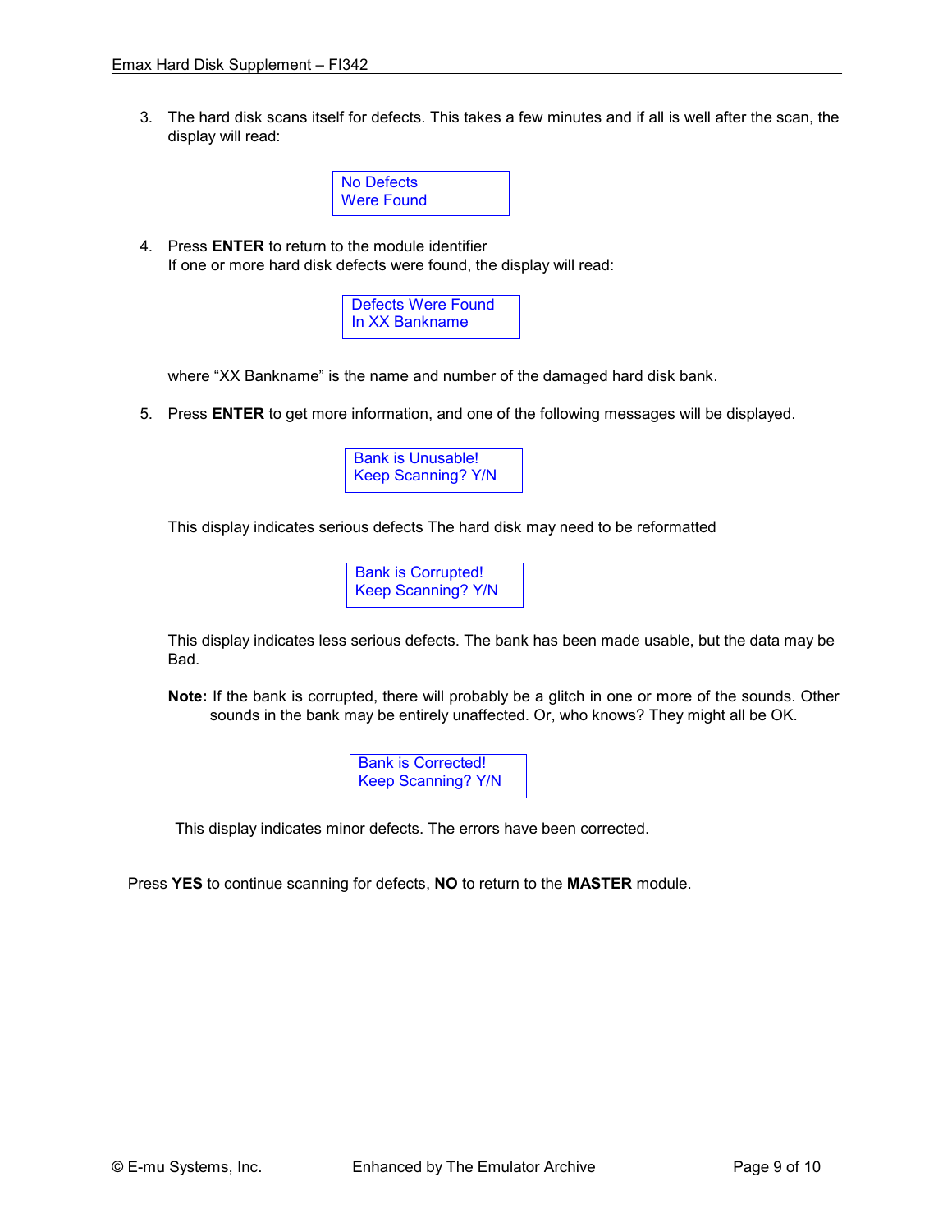3. The hard disk scans itself for defects. This takes a few minutes and if all is well after the scan, the display will read:

```
No Defects
Were Found
```

4. Press **ENTER** to return to the module identifier
   If one or more hard disk defects were found, the display will read:

```
Defects Were Found
In XX Bankname
```

   where "XX Bankname" is the name and number of the damaged hard disk bank.

5. Press **ENTER** to get more information, and one of the following messages will be displayed.

```
Bank is Unusable!
Keep Scanning? Y/N
```

   This display indicates serious defects The hard disk may need to be reformatted

```
Bank is Corrupted!
Keep Scanning? Y/N
```

   This display indicates less serious defects. The bank has been made usable, but the data may be Bad.

   **Note:** If the bank is corrupted, there will probably be a glitch in one or more of the sounds. Other sounds in the bank may be entirely unaffected. Or, who knows? They might all be OK.

```
Bank is Corrected!
Keep Scanning? Y/N
```

   This display indicates minor defects. The errors have been corrected.

Press **YES** to continue scanning for defects, **NO** to return to the **MASTER** module.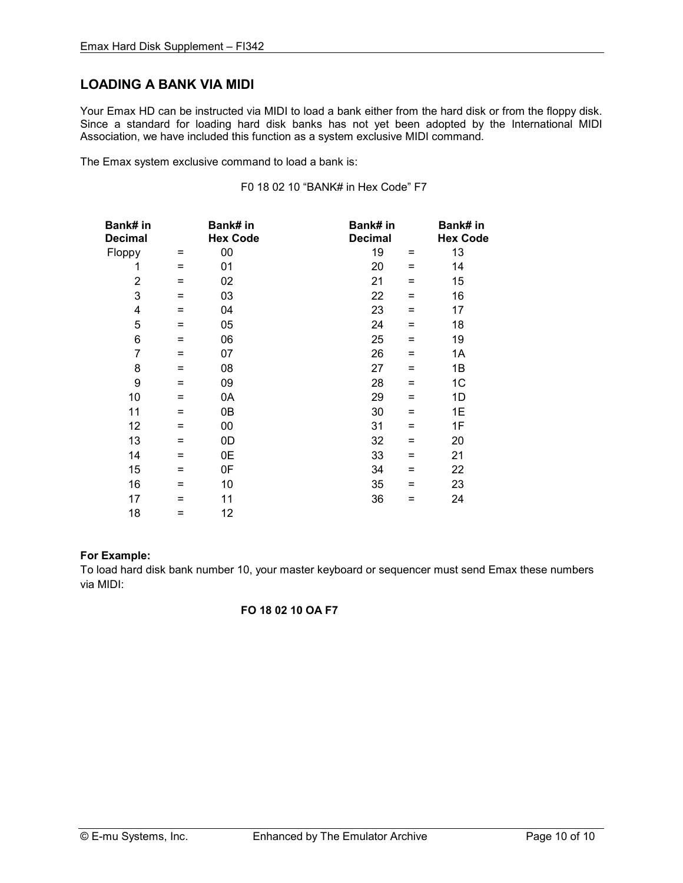## LOADING A BANK VIA MIDI

Your Emax HD can be instructed via MIDI to load a bank either from the hard disk or from the floppy disk. Since a standard for loading hard disk banks has not yet been adopted by the International MIDI Association, we have included this function as a system exclusive MIDI command.

The Emax system exclusive command to load a bank is:

F0 18 02 10 “BANK# in Hex Code” F7

| Bank# in Decimal | | Bank# in Hex Code | Bank# in Decimal | | Bank# in Hex Code |
|---|---|---|---|---|---|
| Floppy | = | 00 | 19 | = | 13 |
| 1 | = | 01 | 20 | = | 14 |
| 2 | = | 02 | 21 | = | 15 |
| 3 | = | 03 | 22 | = | 16 |
| 4 | = | 04 | 23 | = | 17 |
| 5 | = | 05 | 24 | = | 18 |
| 6 | = | 06 | 25 | = | 19 |
| 7 | = | 07 | 26 | = | 1A |
| 8 | = | 08 | 27 | = | 1B |
| 9 | = | 09 | 28 | = | 1C |
| 10 | = | 0A | 29 | = | 1D |
| 11 | = | 0B | 30 | = | 1E |
| 12 | = | 00 | 31 | = | 1F |
| 13 | = | 0D | 32 | = | 20 |
| 14 | = | 0E | 33 | = | 21 |
| 15 | = | 0F | 34 | = | 22 |
| 16 | = | 10 | 35 | = | 23 |
| 17 | = | 11 | 36 | = | 24 |
| 18 | = | 12 | | | |

**For Example:**
To load hard disk bank number 10, your master keyboard or sequencer must send Emax these numbers via MIDI:

**FO 18 02 10 OA F7**